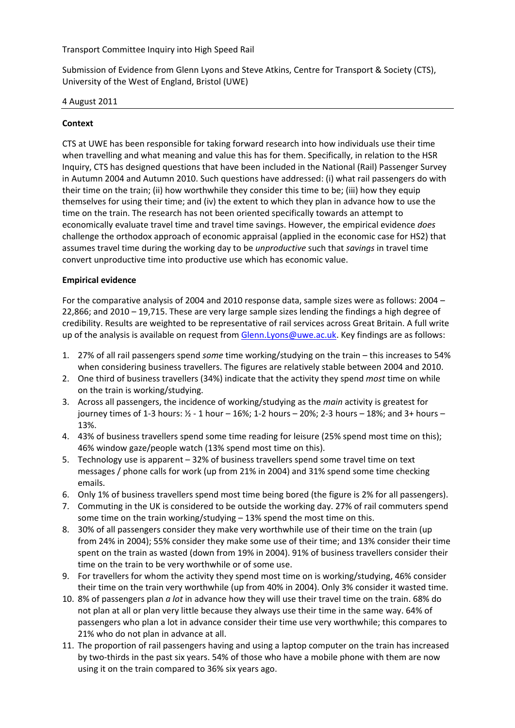Transport Committee Inquiry into High Speed Rail

Submission of Evidence from Glenn Lyons and Steve Atkins, Centre for Transport & Society (CTS), University of the West of England, Bristol (UWE)

4 August 2011

---

**Context**

CTS at UWE has been responsible for taking forward research into how individuals use their time when travelling and what meaning and value this has for them. Specifically, in relation to the HSR Inquiry, CTS has designed questions that have been included in the National (Rail) Passenger Survey in Autumn 2004 and Autumn 2010. Such questions have addressed: (i) what rail passengers do with their time on the train; (ii) how worthwhile they consider this time to be; (iii) how they equip themselves for using their time; and (iv) the extent to which they plan in advance how to use the time on the train. The research has not been oriented specifically towards an attempt to economically evaluate travel time and travel time savings. However, the empirical evidence *does* challenge the orthodox approach of economic appraisal (applied in the economic case for HS2) that assumes travel time during the working day to be *unproductive* such that *savings* in travel time convert unproductive time into productive use which has economic value.

**Empirical evidence**

For the comparative analysis of 2004 and 2010 response data, sample sizes were as follows: 2004 – 22,866; and 2010 – 19,715. These are very large sample sizes lending the findings a high degree of credibility. Results are weighted to be representative of rail services across Great Britain. A full write up of the analysis is available on request from Glenn.Lyons@uwe.ac.uk. Key findings are as follows:

1. 27% of all rail passengers spend *some* time working/studying on the train – this increases to 54% when considering business travellers. The figures are relatively stable between 2004 and 2010.
2. One third of business travellers (34%) indicate that the activity they spend *most* time on while on the train is working/studying.
3. Across all passengers, the incidence of working/studying as the *main* activity is greatest for journey times of 1-3 hours: ½ - 1 hour – 16%; 1-2 hours – 20%; 2-3 hours – 18%; and 3+ hours – 13%.
4. 43% of business travellers spend some time reading for leisure (25% spend most time on this); 46% window gaze/people watch (13% spend most time on this).
5. Technology use is apparent – 32% of business travellers spend some travel time on text messages / phone calls for work (up from 21% in 2004) and 31% spend some time checking emails.
6. Only 1% of business travellers spend most time being bored (the figure is 2% for all passengers).
7. Commuting in the UK is considered to be outside the working day. 27% of rail commuters spend some time on the train working/studying – 13% spend the most time on this.
8. 30% of all passengers consider they make very worthwhile use of their time on the train (up from 24% in 2004); 55% consider they make some use of their time; and 13% consider their time spent on the train as wasted (down from 19% in 2004). 91% of business travellers consider their time on the train to be very worthwhile or of some use.
9. For travellers for whom the activity they spend most time on is working/studying, 46% consider their time on the train very worthwhile (up from 40% in 2004). Only 3% consider it wasted time.
10. 8% of passengers plan *a lot* in advance how they will use their travel time on the train. 68% do not plan at all or plan very little because they always use their time in the same way. 64% of passengers who plan a lot in advance consider their time use very worthwhile; this compares to 21% who do not plan in advance at all.
11. The proportion of rail passengers having and using a laptop computer on the train has increased by two-thirds in the past six years. 54% of those who have a mobile phone with them are now using it on the train compared to 36% six years ago.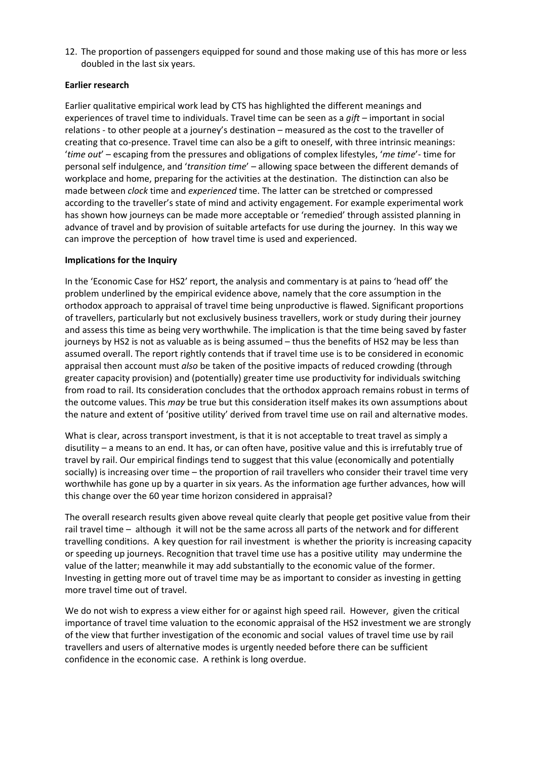12. The proportion of passengers equipped for sound and those making use of this has more or less doubled in the last six years.

**Earlier research**

Earlier qualitative empirical work lead by CTS has highlighted the different meanings and experiences of travel time to individuals. Travel time can be seen as a *gift* – important in social relations - to other people at a journey's destination – measured as the cost to the traveller of creating that co-presence. Travel time can also be a gift to oneself, with three intrinsic meanings: '*time out*' – escaping from the pressures and obligations of complex lifestyles, '*me time*'- time for personal self indulgence, and '*transition time*' – allowing space between the different demands of workplace and home, preparing for the activities at the destination. The distinction can also be made between *clock* time and *experienced* time. The latter can be stretched or compressed according to the traveller's state of mind and activity engagement. For example experimental work has shown how journeys can be made more acceptable or 'remedied' through assisted planning in advance of travel and by provision of suitable artefacts for use during the journey. In this way we can improve the perception of how travel time is used and experienced.

**Implications for the Inquiry**

In the 'Economic Case for HS2' report, the analysis and commentary is at pains to 'head off' the problem underlined by the empirical evidence above, namely that the core assumption in the orthodox approach to appraisal of travel time being unproductive is flawed. Significant proportions of travellers, particularly but not exclusively business travellers, work or study during their journey and assess this time as being very worthwhile. The implication is that the time being saved by faster journeys by HS2 is not as valuable as is being assumed – thus the benefits of HS2 may be less than assumed overall. The report rightly contends that if travel time use is to be considered in economic appraisal then account must *also* be taken of the positive impacts of reduced crowding (through greater capacity provision) and (potentially) greater time use productivity for individuals switching from road to rail. Its consideration concludes that the orthodox approach remains robust in terms of the outcome values. This *may* be true but this consideration itself makes its own assumptions about the nature and extent of 'positive utility' derived from travel time use on rail and alternative modes.

What is clear, across transport investment, is that it is not acceptable to treat travel as simply a disutility – a means to an end. It has, or can often have, positive value and this is irrefutably true of travel by rail. Our empirical findings tend to suggest that this value (economically and potentially socially) is increasing over time – the proportion of rail travellers who consider their travel time very worthwhile has gone up by a quarter in six years. As the information age further advances, how will this change over the 60 year time horizon considered in appraisal?

The overall research results given above reveal quite clearly that people get positive value from their rail travel time – although it will not be the same across all parts of the network and for different travelling conditions. A key question for rail investment is whether the priority is increasing capacity or speeding up journeys. Recognition that travel time use has a positive utility may undermine the value of the latter; meanwhile it may add substantially to the economic value of the former. Investing in getting more out of travel time may be as important to consider as investing in getting more travel time out of travel.

We do not wish to express a view either for or against high speed rail. However, given the critical importance of travel time valuation to the economic appraisal of the HS2 investment we are strongly of the view that further investigation of the economic and social values of travel time use by rail travellers and users of alternative modes is urgently needed before there can be sufficient confidence in the economic case. A rethink is long overdue.